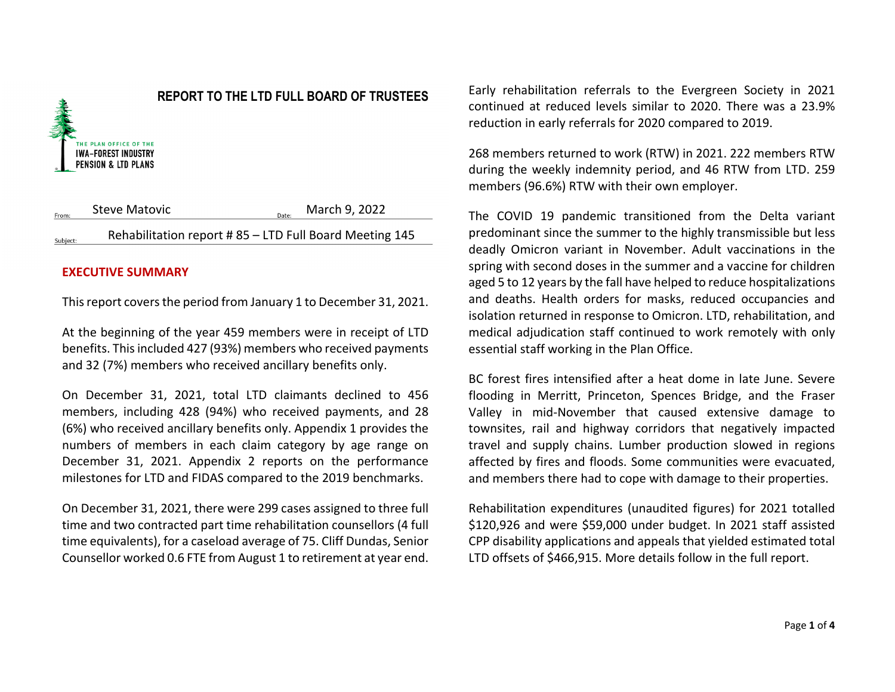# REPORT TO THE LTD FULL BOARD OF TRUSTEES

THE PLAN OFFICE OF THE
IWA–FOREST INDUSTRY
PENSION & LTD PLANS

From: Steve Matovic Date: March 9, 2022

Subject: Rehabilitation report # 85 – LTD Full Board Meeting 145

## EXECUTIVE SUMMARY

This report covers the period from January 1 to December 31, 2021.

At the beginning of the year 459 members were in receipt of LTD benefits. This included 427 (93%) members who received payments and 32 (7%) members who received ancillary benefits only.

On December 31, 2021, total LTD claimants declined to 456 members, including 428 (94%) who received payments, and 28 (6%) who received ancillary benefits only. Appendix 1 provides the numbers of members in each claim category by age range on December 31, 2021. Appendix 2 reports on the performance milestones for LTD and FIDAS compared to the 2019 benchmarks.

On December 31, 2021, there were 299 cases assigned to three full time and two contracted part time rehabilitation counsellors (4 full time equivalents), for a caseload average of 75. Cliff Dundas, Senior Counsellor worked 0.6 FTE from August 1 to retirement at year end.

Early rehabilitation referrals to the Evergreen Society in 2021 continued at reduced levels similar to 2020. There was a 23.9% reduction in early referrals for 2020 compared to 2019.

268 members returned to work (RTW) in 2021. 222 members RTW during the weekly indemnity period, and 46 RTW from LTD. 259 members (96.6%) RTW with their own employer.

The COVID 19 pandemic transitioned from the Delta variant predominant since the summer to the highly transmissible but less deadly Omicron variant in November. Adult vaccinations in the spring with second doses in the summer and a vaccine for children aged 5 to 12 years by the fall have helped to reduce hospitalizations and deaths. Health orders for masks, reduced occupancies and isolation returned in response to Omicron. LTD, rehabilitation, and medical adjudication staff continued to work remotely with only essential staff working in the Plan Office.

BC forest fires intensified after a heat dome in late June. Severe flooding in Merritt, Princeton, Spences Bridge, and the Fraser Valley in mid-November that caused extensive damage to townsites, rail and highway corridors that negatively impacted travel and supply chains. Lumber production slowed in regions affected by fires and floods. Some communities were evacuated, and members there had to cope with damage to their properties.

Rehabilitation expenditures (unaudited figures) for 2021 totalled $120,926 and were $59,000 under budget. In 2021 staff assisted CPP disability applications and appeals that yielded estimated total LTD offsets of $466,915. More details follow in the full report.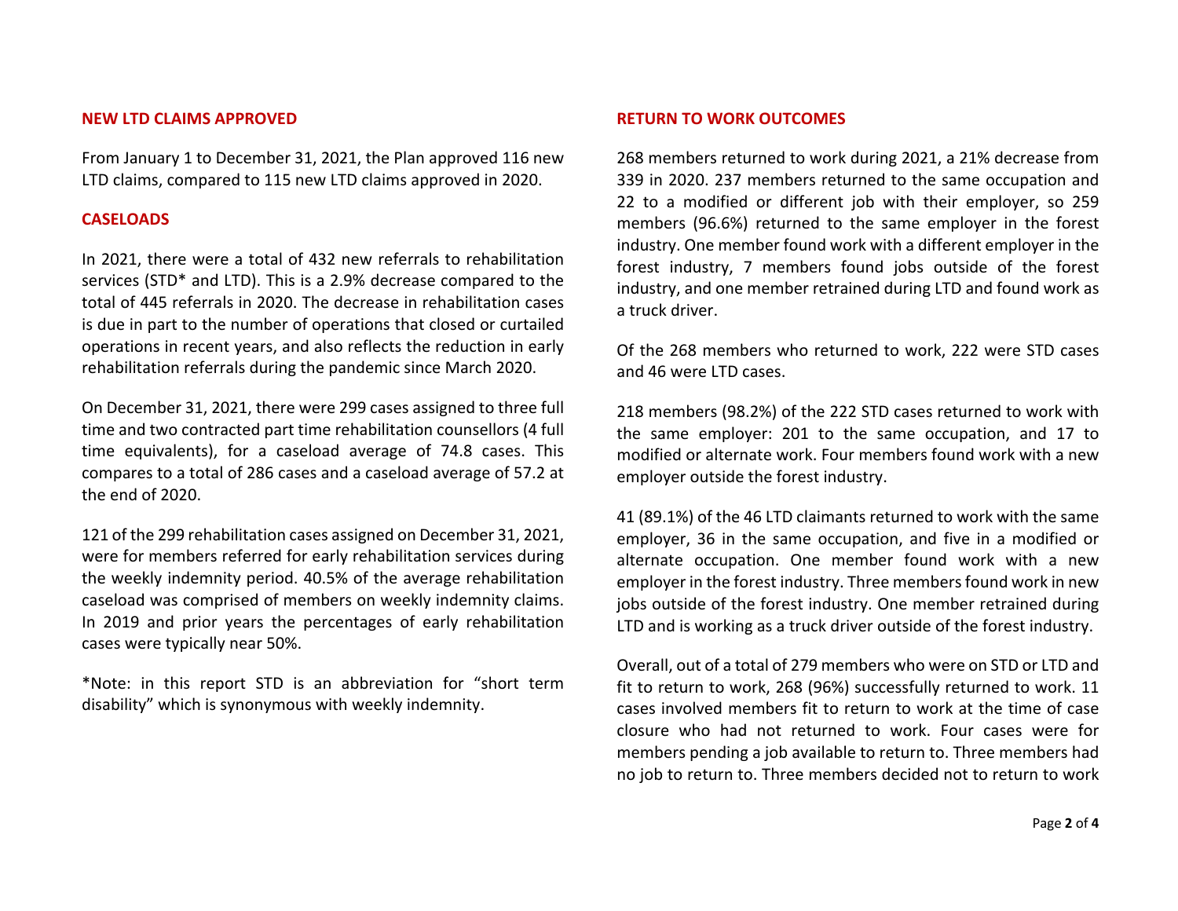## NEW LTD CLAIMS APPROVED

From January 1 to December 31, 2021, the Plan approved 116 new LTD claims, compared to 115 new LTD claims approved in 2020.

## CASELOADS

In 2021, there were a total of 432 new referrals to rehabilitation services (STD* and LTD). This is a 2.9% decrease compared to the total of 445 referrals in 2020. The decrease in rehabilitation cases is due in part to the number of operations that closed or curtailed operations in recent years, and also reflects the reduction in early rehabilitation referrals during the pandemic since March 2020.

On December 31, 2021, there were 299 cases assigned to three full time and two contracted part time rehabilitation counsellors (4 full time equivalents), for a caseload average of 74.8 cases. This compares to a total of 286 cases and a caseload average of 57.2 at the end of 2020.

121 of the 299 rehabilitation cases assigned on December 31, 2021, were for members referred for early rehabilitation services during the weekly indemnity period. 40.5% of the average rehabilitation caseload was comprised of members on weekly indemnity claims. In 2019 and prior years the percentages of early rehabilitation cases were typically near 50%.

*Note: in this report STD is an abbreviation for "short term disability" which is synonymous with weekly indemnity.

## RETURN TO WORK OUTCOMES

268 members returned to work during 2021, a 21% decrease from 339 in 2020. 237 members returned to the same occupation and 22 to a modified or different job with their employer, so 259 members (96.6%) returned to the same employer in the forest industry. One member found work with a different employer in the forest industry, 7 members found jobs outside of the forest industry, and one member retrained during LTD and found work as a truck driver.

Of the 268 members who returned to work, 222 were STD cases and 46 were LTD cases.

218 members (98.2%) of the 222 STD cases returned to work with the same employer: 201 to the same occupation, and 17 to modified or alternate work. Four members found work with a new employer outside the forest industry.

41 (89.1%) of the 46 LTD claimants returned to work with the same employer, 36 in the same occupation, and five in a modified or alternate occupation. One member found work with a new employer in the forest industry. Three members found work in new jobs outside of the forest industry. One member retrained during LTD and is working as a truck driver outside of the forest industry.

Overall, out of a total of 279 members who were on STD or LTD and fit to return to work, 268 (96%) successfully returned to work. 11 cases involved members fit to return to work at the time of case closure who had not returned to work. Four cases were for members pending a job available to return to. Three members had no job to return to. Three members decided not to return to work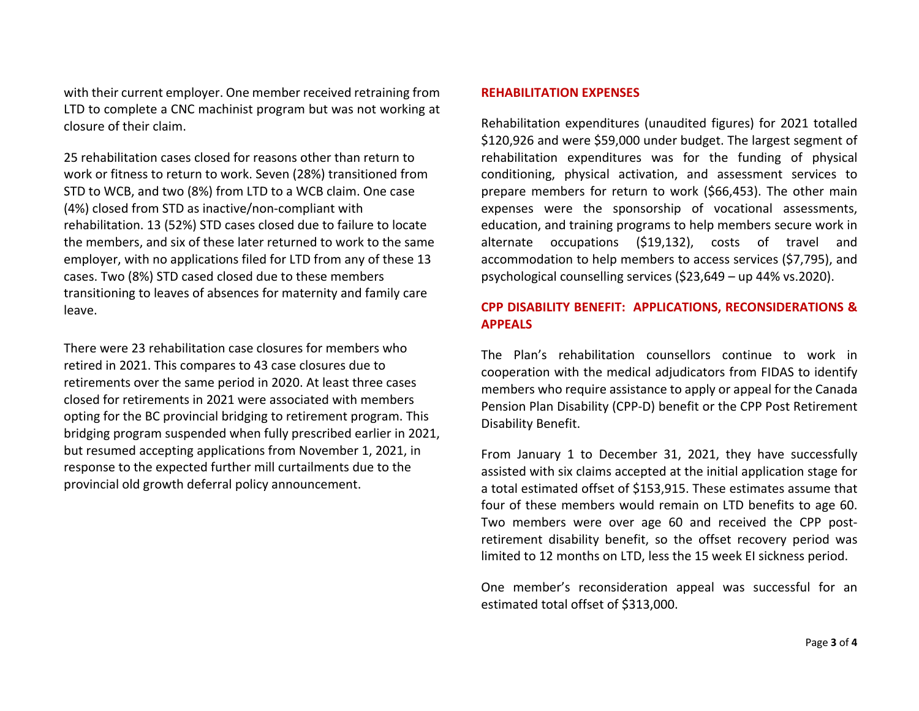with their current employer. One member received retraining from LTD to complete a CNC machinist program but was not working at closure of their claim.

25 rehabilitation cases closed for reasons other than return to work or fitness to return to work. Seven (28%) transitioned from STD to WCB, and two (8%) from LTD to a WCB claim. One case (4%) closed from STD as inactive/non-compliant with rehabilitation. 13 (52%) STD cases closed due to failure to locate the members, and six of these later returned to work to the same employer, with no applications filed for LTD from any of these 13 cases. Two (8%) STD cased closed due to these members transitioning to leaves of absences for maternity and family care leave.

There were 23 rehabilitation case closures for members who retired in 2021. This compares to 43 case closures due to retirements over the same period in 2020. At least three cases closed for retirements in 2021 were associated with members opting for the BC provincial bridging to retirement program. This bridging program suspended when fully prescribed earlier in 2021, but resumed accepting applications from November 1, 2021, in response to the expected further mill curtailments due to the provincial old growth deferral policy announcement.

## REHABILITATION EXPENSES

Rehabilitation expenditures (unaudited figures) for 2021 totalled $120,926 and were $59,000 under budget. The largest segment of rehabilitation expenditures was for the funding of physical conditioning, physical activation, and assessment services to prepare members for return to work ($66,453). The other main expenses were the sponsorship of vocational assessments, education, and training programs to help members secure work in alternate occupations ($19,132), costs of travel and accommodation to help members to access services ($7,795), and psychological counselling services ($23,649 – up 44% vs.2020).

## CPP DISABILITY BENEFIT: APPLICATIONS, RECONSIDERATIONS & APPEALS

The Plan's rehabilitation counsellors continue to work in cooperation with the medical adjudicators from FIDAS to identify members who require assistance to apply or appeal for the Canada Pension Plan Disability (CPP-D) benefit or the CPP Post Retirement Disability Benefit.

From January 1 to December 31, 2021, they have successfully assisted with six claims accepted at the initial application stage for a total estimated offset of $153,915. These estimates assume that four of these members would remain on LTD benefits to age 60. Two members were over age 60 and received the CPP post-retirement disability benefit, so the offset recovery period was limited to 12 months on LTD, less the 15 week EI sickness period.

One member's reconsideration appeal was successful for an estimated total offset of $313,000.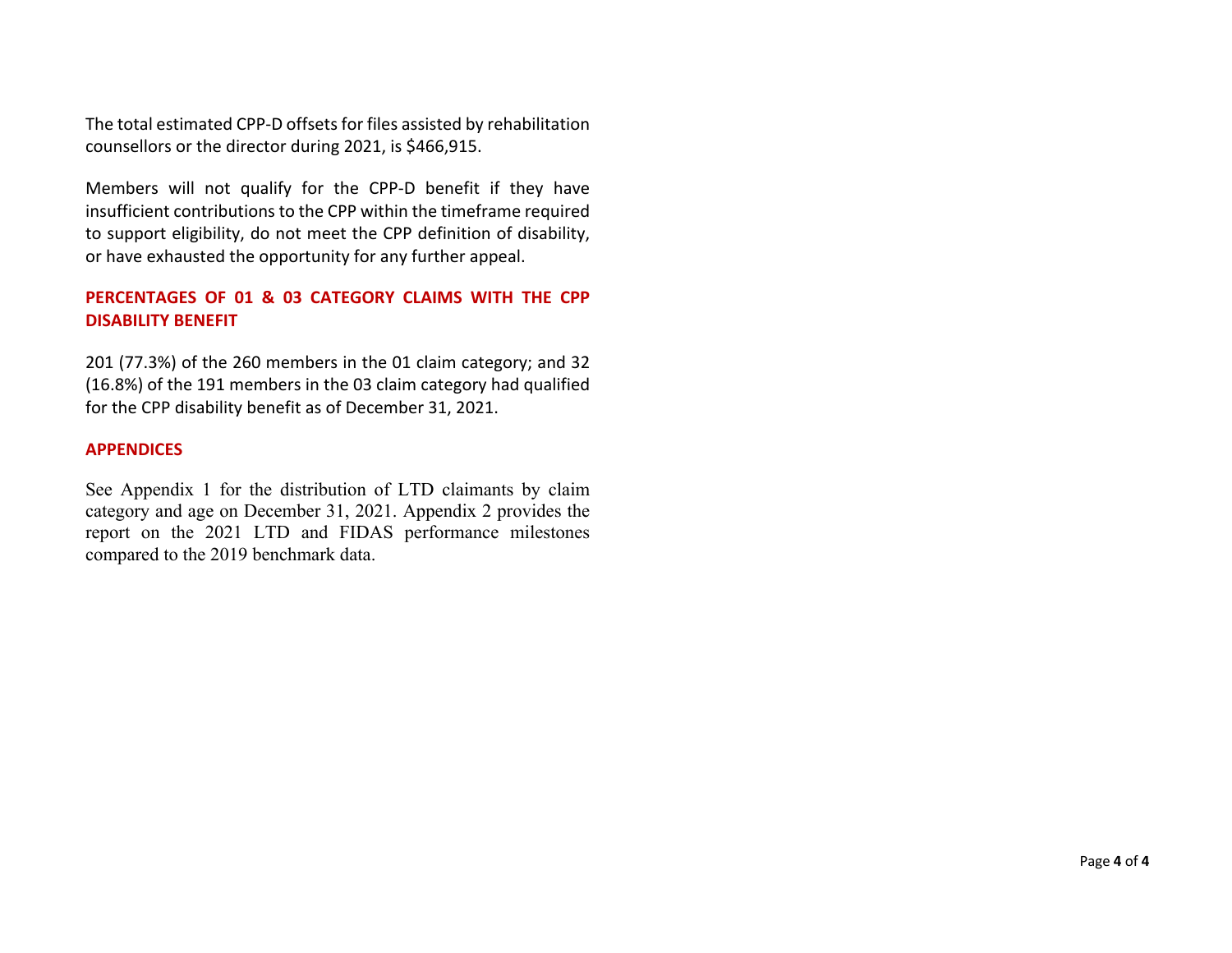The total estimated CPP-D offsets for files assisted by rehabilitation counsellors or the director during 2021, is $466,915.

Members will not qualify for the CPP-D benefit if they have insufficient contributions to the CPP within the timeframe required to support eligibility, do not meet the CPP definition of disability, or have exhausted the opportunity for any further appeal.

## PERCENTAGES OF 01 & 03 CATEGORY CLAIMS WITH THE CPP DISABILITY BENEFIT

201 (77.3%) of the 260 members in the 01 claim category; and 32 (16.8%) of the 191 members in the 03 claim category had qualified for the CPP disability benefit as of December 31, 2021.

## APPENDICES

See Appendix 1 for the distribution of LTD claimants by claim category and age on December 31, 2021. Appendix 2 provides the report on the 2021 LTD and FIDAS performance milestones compared to the 2019 benchmark data.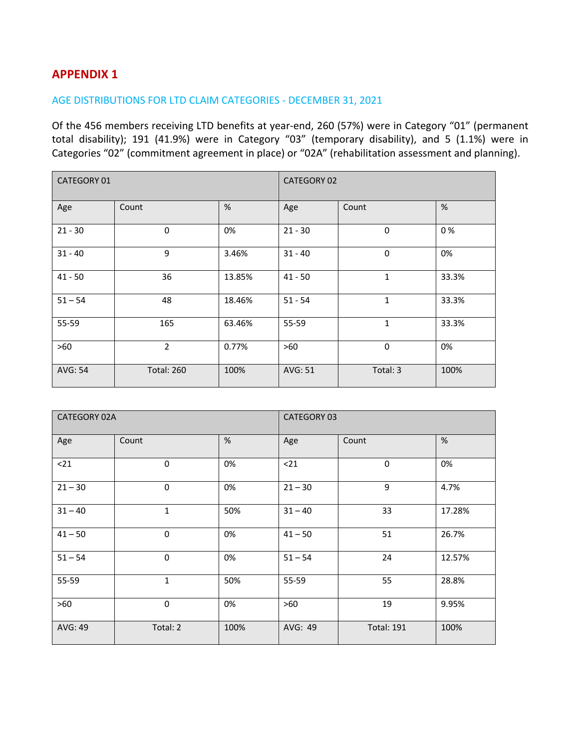# APPENDIX 1

## AGE DISTRIBUTIONS FOR LTD CLAIM CATEGORIES - DECEMBER 31, 2021

Of the 456 members receiving LTD benefits at year-end, 260 (57%) were in Category "01" (permanent total disability); 191 (41.9%) were in Category "03" (temporary disability), and 5 (1.1%) were in Categories "02" (commitment agreement in place) or "02A" (rehabilitation assessment and planning).

| CATEGORY 01 | | | CATEGORY 02 | | |
|---|---|---|---|---|---|
| Age | Count | % | Age | Count | % |
| 21 - 30 | 0 | 0% | 21 - 30 | 0 | 0 % |
| 31 - 40 | 9 | 3.46% | 31 - 40 | 0 | 0% |
| 41 - 50 | 36 | 13.85% | 41 - 50 | 1 | 33.3% |
| 51 – 54 | 48 | 18.46% | 51 - 54 | 1 | 33.3% |
| 55-59 | 165 | 63.46% | 55-59 | 1 | 33.3% |
| >60 | 2 | 0.77% | >60 | 0 | 0% |
| AVG: 54 | Total: 260 | 100% | AVG: 51 | Total: 3 | 100% |

| CATEGORY 02A | | | CATEGORY 03 | | |
|---|---|---|---|---|---|
| Age | Count | % | Age | Count | % |
| <21 | 0 | 0% | <21 | 0 | 0% |
| 21 – 30 | 0 | 0% | 21 – 30 | 9 | 4.7% |
| 31 – 40 | 1 | 50% | 31 – 40 | 33 | 17.28% |
| 41 – 50 | 0 | 0% | 41 – 50 | 51 | 26.7% |
| 51 – 54 | 0 | 0% | 51 – 54 | 24 | 12.57% |
| 55-59 | 1 | 50% | 55-59 | 55 | 28.8% |
| >60 | 0 | 0% | >60 | 19 | 9.95% |
| AVG: 49 | Total: 2 | 100% | AVG: 49 | Total: 191 | 100% |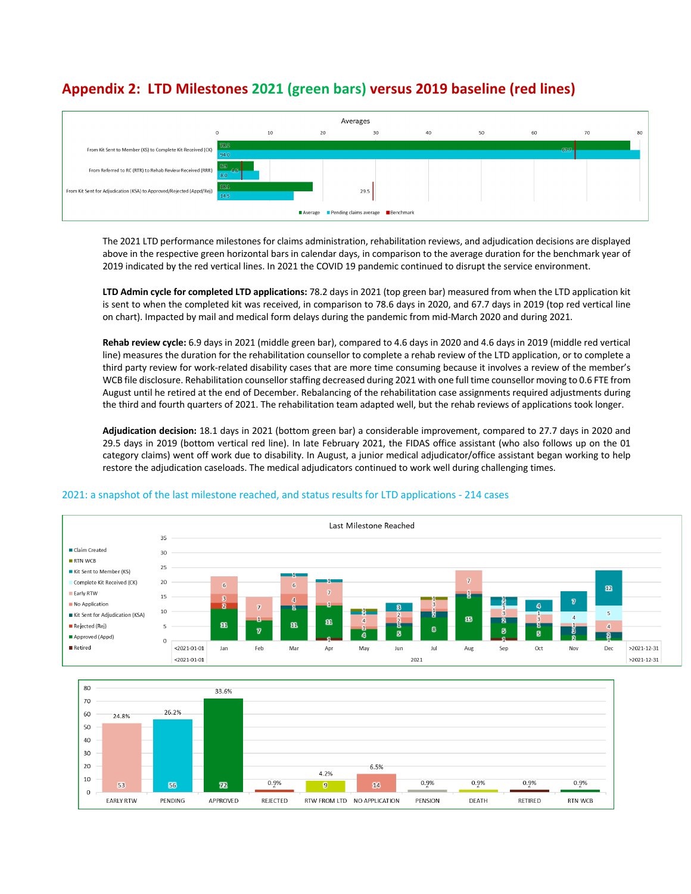## Appendix 2: LTD Milestones 2021 (green bars) versus 2019 baseline (red lines)

Averages

0 10 20 30 40 50 60 70 80

From Kit Sent to Member (KS) to Complete Kit Received (CK) 78.2 94.0 67.7

From Referred to RC (RTR) to Rehab Review Received (RRR) 6.9 8.0 4.6

From Kit Sent for Adjudication (KSA) to Approved/Rejected (Appd/Rej) 18.1 14.5 29.5

Average Pending claims average Benchmark

The 2021 LTD performance milestones for claims administration, rehabilitation reviews, and adjudication decisions are displayed above in the respective green horizontal bars in calendar days, in comparison to the average duration for the benchmark year of 2019 indicated by the red vertical lines. In 2021 the COVID 19 pandemic continued to disrupt the service environment.

**LTD Admin cycle for completed LTD applications:** 78.2 days in 2021 (top green bar) measured from when the LTD application kit is sent to when the completed kit was received, in comparison to 78.6 days in 2020, and 67.7 days in 2019 (top red vertical line on chart). Impacted by mail and medical form delays during the pandemic from mid-March 2020 and during 2021.

**Rehab review cycle:** 6.9 days in 2021 (middle green bar), compared to 4.6 days in 2020 and 4.6 days in 2019 (middle red vertical line) measures the duration for the rehabilitation counsellor to complete a rehab review of the LTD application, or to complete a third party review for work-related disability cases that are more time consuming because it involves a review of the member's WCB file disclosure. Rehabilitation counsellor staffing decreased during 2021 with one full time counsellor moving to 0.6 FTE from August until he retired at the end of December. Rebalancing of the rehabilitation case assignments required adjustments during the third and fourth quarters of 2021. The rehabilitation team adapted well, but the rehab reviews of applications took longer.

**Adjudication decision:** 18.1 days in 2021 (bottom green bar) a considerable improvement, compared to 27.7 days in 2020 and 29.5 days in 2019 (bottom vertical red line). In late February 2021, the FIDAS office assistant (who also follows up on the 01 category claims) went off work due to disability. In August, a junior medical adjudicator/office assistant began working to help restore the adjudication caseloads. The medical adjudicators continued to work well during challenging times.

### 2021: a snapshot of the last milestone reached, and status results for LTD applications - 214 cases

Last Milestone Reached

Claim Created
RTN WCB
Kit Sent to Member (KS)
Complete Kit Received (CK)
Early RTW
No Application
Kit Sent for Adjudication (KSA)
Rejected (Rej)
Approved (Appd)
Retired

0 5 10 15 20 25 30 35

<2021-01-01 Jan Feb Mar Apr May Jun Jul Aug Sep Oct Nov Dec >2021-12-31

<2021-01-01 2021 >2021-12-31

0 10 20 30 40 50 60 70 80

EARLY RTW 24.8% 53
PENDING 26.2% 56
APPROVED 33.6% 72
REJECTED 0.9% 2
RTW FROM LTD 4.2% 9
NO APPLICATION 6.5% 14
PENSION 0.9% 2
DEATH 0.9% 2
RETIRED 0.9% 2
RTN WCB 0.9% 2